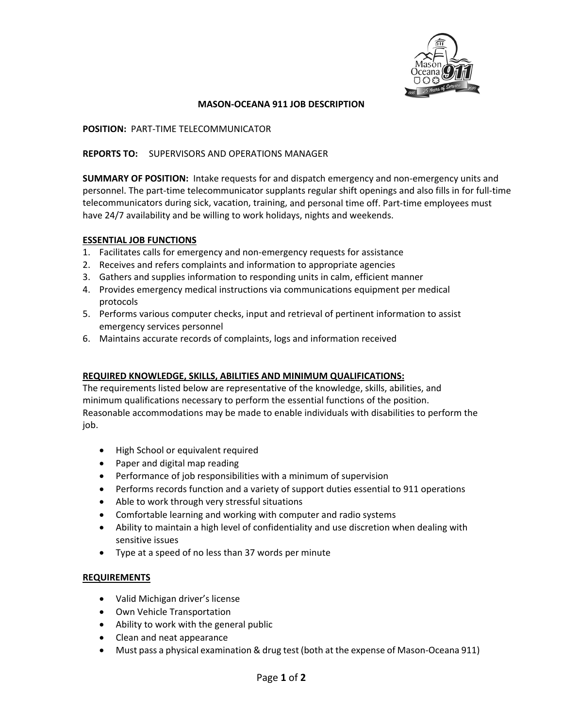# MASON-OCEANA 911 JOB DESCRIPTION

**POSITION:** PART-TIME TELECOMMUNICATOR

**REPORTS TO:** SUPERVISORS AND OPERATIONS MANAGER

**SUMMARY OF POSITION:** Intake requests for and dispatch emergency and non-emergency units and personnel. The part-time telecommunicator supplants regular shift openings and also fills in for full-time telecommunicators during sick, vacation, training, and personal time off. Part-time employees must have 24/7 availability and be willing to work holidays, nights and weekends.

## ESSENTIAL JOB FUNCTIONS

1. Facilitates calls for emergency and non-emergency requests for assistance
2. Receives and refers complaints and information to appropriate agencies
3. Gathers and supplies information to responding units in calm, efficient manner
4. Provides emergency medical instructions via communications equipment per medical protocols
5. Performs various computer checks, input and retrieval of pertinent information to assist emergency services personnel
6. Maintains accurate records of complaints, logs and information received

## REQUIRED KNOWLEDGE, SKILLS, ABILITIES AND MINIMUM QUALIFICATIONS:

The requirements listed below are representative of the knowledge, skills, abilities, and minimum qualifications necessary to perform the essential functions of the position. Reasonable accommodations may be made to enable individuals with disabilities to perform the job.

- High School or equivalent required
- Paper and digital map reading
- Performance of job responsibilities with a minimum of supervision
- Performs records function and a variety of support duties essential to 911 operations
- Able to work through very stressful situations
- Comfortable learning and working with computer and radio systems
- Ability to maintain a high level of confidentiality and use discretion when dealing with sensitive issues
- Type at a speed of no less than 37 words per minute

## REQUIREMENTS

- Valid Michigan driver's license
- Own Vehicle Transportation
- Ability to work with the general public
- Clean and neat appearance
- Must pass a physical examination & drug test (both at the expense of Mason-Oceana 911)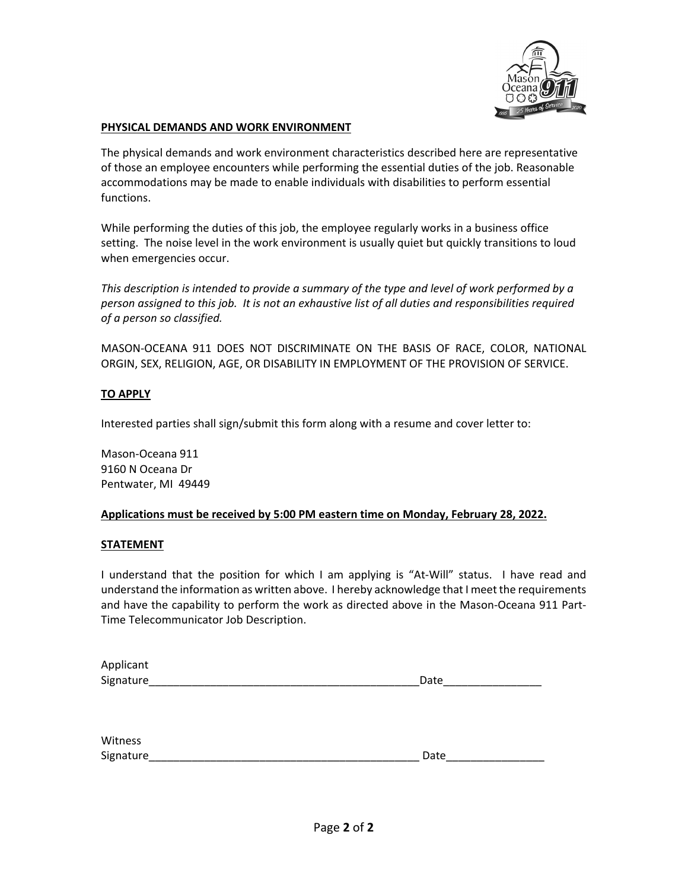**PHYSICAL DEMANDS AND WORK ENVIRONMENT**

The physical demands and work environment characteristics described here are representative of those an employee encounters while performing the essential duties of the job. Reasonable accommodations may be made to enable individuals with disabilities to perform essential functions.

While performing the duties of this job, the employee regularly works in a business office setting. The noise level in the work environment is usually quiet but quickly transitions to loud when emergencies occur.

*This description is intended to provide a summary of the type and level of work performed by a person assigned to this job. It is not an exhaustive list of all duties and responsibilities required of a person so classified.*

MASON-OCEANA 911 DOES NOT DISCRIMINATE ON THE BASIS OF RACE, COLOR, NATIONAL ORGIN, SEX, RELIGION, AGE, OR DISABILITY IN EMPLOYMENT OF THE PROVISION OF SERVICE.

**TO APPLY**

Interested parties shall sign/submit this form along with a resume and cover letter to:

Mason-Oceana 911
9160 N Oceana Dr
Pentwater, MI 49449

**Applications must be received by 5:00 PM eastern time on Monday, February 28, 2022.**

**STATEMENT**

I understand that the position for which I am applying is "At-Will" status. I have read and understand the information as written above. I hereby acknowledge that I meet the requirements and have the capability to perform the work as directed above in the Mason-Oceana 911 Part-Time Telecommunicator Job Description.

Applicant Signature_____________________________________________Date________________

Witness Signature_____________________________________________ Date________________